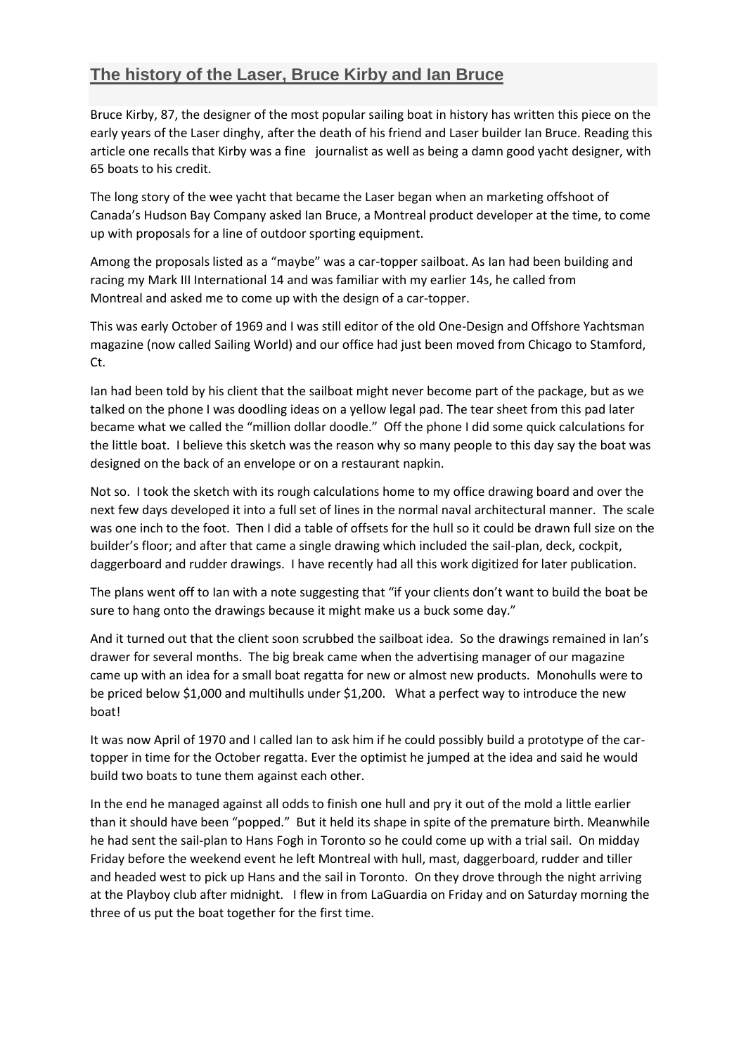## The history of the Laser, Bruce Kirby and Ian Bruce

Bruce Kirby, 87, the designer of the most popular sailing boat in history has written this piece on the early years of the Laser dinghy, after the death of his friend and Laser builder Ian Bruce. Reading this article one recalls that Kirby was a fine journalist as well as being a damn good yacht designer, with 65 boats to his credit.

The long story of the wee yacht that became the Laser began when an marketing offshoot of Canada's Hudson Bay Company asked Ian Bruce, a Montreal product developer at the time, to come up with proposals for a line of outdoor sporting equipment.

Among the proposals listed as a "maybe" was a car-topper sailboat. As Ian had been building and racing my Mark III International 14 and was familiar with my earlier 14s, he called from Montreal and asked me to come up with the design of a car-topper.

This was early October of 1969 and I was still editor of the old One-Design and Offshore Yachtsman magazine (now called Sailing World) and our office had just been moved from Chicago to Stamford, Ct.

Ian had been told by his client that the sailboat might never become part of the package, but as we talked on the phone I was doodling ideas on a yellow legal pad. The tear sheet from this pad later became what we called the "million dollar doodle." Off the phone I did some quick calculations for the little boat. I believe this sketch was the reason why so many people to this day say the boat was designed on the back of an envelope or on a restaurant napkin.

Not so. I took the sketch with its rough calculations home to my office drawing board and over the next few days developed it into a full set of lines in the normal naval architectural manner. The scale was one inch to the foot. Then I did a table of offsets for the hull so it could be drawn full size on the builder's floor; and after that came a single drawing which included the sail-plan, deck, cockpit, daggerboard and rudder drawings. I have recently had all this work digitized for later publication.

The plans went off to Ian with a note suggesting that "if your clients don't want to build the boat be sure to hang onto the drawings because it might make us a buck some day."

And it turned out that the client soon scrubbed the sailboat idea. So the drawings remained in Ian's drawer for several months. The big break came when the advertising manager of our magazine came up with an idea for a small boat regatta for new or almost new products. Monohulls were to be priced below $1,000 and multihulls under $1,200. What a perfect way to introduce the new boat!

It was now April of 1970 and I called Ian to ask him if he could possibly build a prototype of the car-topper in time for the October regatta. Ever the optimist he jumped at the idea and said he would build two boats to tune them against each other.

In the end he managed against all odds to finish one hull and pry it out of the mold a little earlier than it should have been "popped." But it held its shape in spite of the premature birth. Meanwhile he had sent the sail-plan to Hans Fogh in Toronto so he could come up with a trial sail. On midday Friday before the weekend event he left Montreal with hull, mast, daggerboard, rudder and tiller and headed west to pick up Hans and the sail in Toronto. On they drove through the night arriving at the Playboy club after midnight. I flew in from LaGuardia on Friday and on Saturday morning the three of us put the boat together for the first time.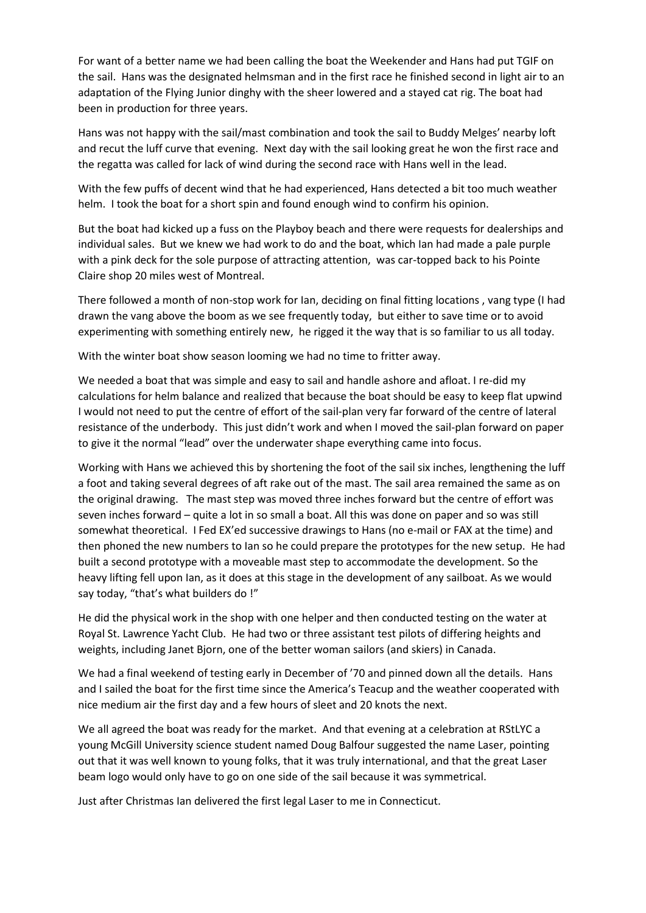For want of a better name we had been calling the boat the Weekender and Hans had put TGIF on the sail. Hans was the designated helmsman and in the first race he finished second in light air to an adaptation of the Flying Junior dinghy with the sheer lowered and a stayed cat rig. The boat had been in production for three years.

Hans was not happy with the sail/mast combination and took the sail to Buddy Melges' nearby loft and recut the luff curve that evening. Next day with the sail looking great he won the first race and the regatta was called for lack of wind during the second race with Hans well in the lead.

With the few puffs of decent wind that he had experienced, Hans detected a bit too much weather helm. I took the boat for a short spin and found enough wind to confirm his opinion.

But the boat had kicked up a fuss on the Playboy beach and there were requests for dealerships and individual sales. But we knew we had work to do and the boat, which Ian had made a pale purple with a pink deck for the sole purpose of attracting attention, was car-topped back to his Pointe Claire shop 20 miles west of Montreal.

There followed a month of non-stop work for Ian, deciding on final fitting locations , vang type (I had drawn the vang above the boom as we see frequently today, but either to save time or to avoid experimenting with something entirely new, he rigged it the way that is so familiar to us all today.

With the winter boat show season looming we had no time to fritter away.

We needed a boat that was simple and easy to sail and handle ashore and afloat. I re-did my calculations for helm balance and realized that because the boat should be easy to keep flat upwind I would not need to put the centre of effort of the sail-plan very far forward of the centre of lateral resistance of the underbody. This just didn't work and when I moved the sail-plan forward on paper to give it the normal "lead" over the underwater shape everything came into focus.

Working with Hans we achieved this by shortening the foot of the sail six inches, lengthening the luff a foot and taking several degrees of aft rake out of the mast. The sail area remained the same as on the original drawing. The mast step was moved three inches forward but the centre of effort was seven inches forward – quite a lot in so small a boat. All this was done on paper and so was still somewhat theoretical. I Fed EX'ed successive drawings to Hans (no e-mail or FAX at the time) and then phoned the new numbers to Ian so he could prepare the prototypes for the new setup. He had built a second prototype with a moveable mast step to accommodate the development. So the heavy lifting fell upon Ian, as it does at this stage in the development of any sailboat. As we would say today, "that's what builders do !"

He did the physical work in the shop with one helper and then conducted testing on the water at Royal St. Lawrence Yacht Club. He had two or three assistant test pilots of differing heights and weights, including Janet Bjorn, one of the better woman sailors (and skiers) in Canada.

We had a final weekend of testing early in December of '70 and pinned down all the details. Hans and I sailed the boat for the first time since the America's Teacup and the weather cooperated with nice medium air the first day and a few hours of sleet and 20 knots the next.

We all agreed the boat was ready for the market. And that evening at a celebration at RStLYC a young McGill University science student named Doug Balfour suggested the name Laser, pointing out that it was well known to young folks, that it was truly international, and that the great Laser beam logo would only have to go on one side of the sail because it was symmetrical.

Just after Christmas Ian delivered the first legal Laser to me in Connecticut.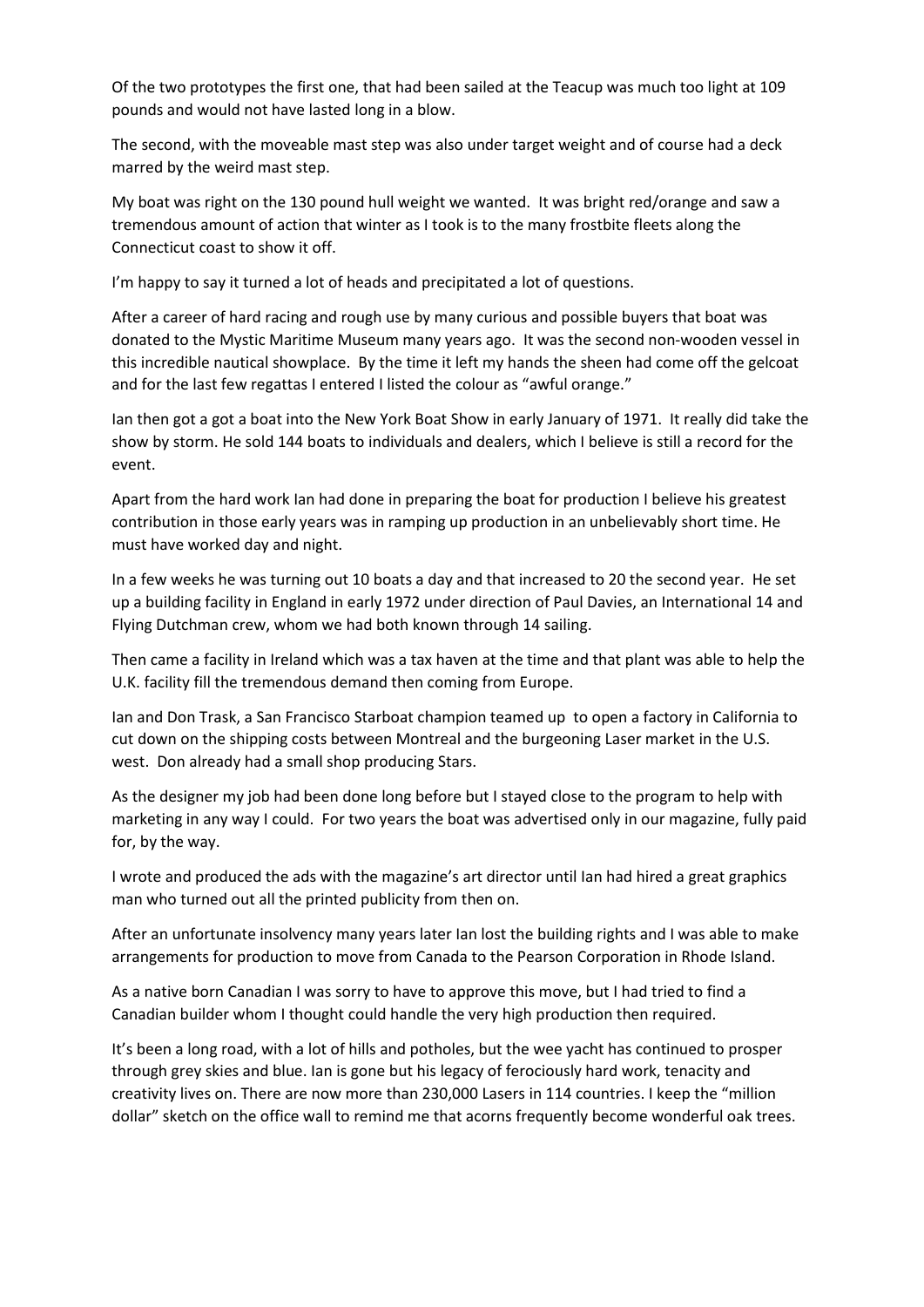Of the two prototypes the first one, that had been sailed at the Teacup was much too light at 109 pounds and would not have lasted long in a blow.

The second, with the moveable mast step was also under target weight and of course had a deck marred by the weird mast step.

My boat was right on the 130 pound hull weight we wanted. It was bright red/orange and saw a tremendous amount of action that winter as I took is to the many frostbite fleets along the Connecticut coast to show it off.

I'm happy to say it turned a lot of heads and precipitated a lot of questions.

After a career of hard racing and rough use by many curious and possible buyers that boat was donated to the Mystic Maritime Museum many years ago. It was the second non-wooden vessel in this incredible nautical showplace. By the time it left my hands the sheen had come off the gelcoat and for the last few regattas I entered I listed the colour as "awful orange."

Ian then got a got a boat into the New York Boat Show in early January of 1971. It really did take the show by storm. He sold 144 boats to individuals and dealers, which I believe is still a record for the event.

Apart from the hard work Ian had done in preparing the boat for production I believe his greatest contribution in those early years was in ramping up production in an unbelievably short time. He must have worked day and night.

In a few weeks he was turning out 10 boats a day and that increased to 20 the second year. He set up a building facility in England in early 1972 under direction of Paul Davies, an International 14 and Flying Dutchman crew, whom we had both known through 14 sailing.

Then came a facility in Ireland which was a tax haven at the time and that plant was able to help the U.K. facility fill the tremendous demand then coming from Europe.

Ian and Don Trask, a San Francisco Starboat champion teamed up to open a factory in California to cut down on the shipping costs between Montreal and the burgeoning Laser market in the U.S. west. Don already had a small shop producing Stars.

As the designer my job had been done long before but I stayed close to the program to help with marketing in any way I could. For two years the boat was advertised only in our magazine, fully paid for, by the way.

I wrote and produced the ads with the magazine's art director until Ian had hired a great graphics man who turned out all the printed publicity from then on.

After an unfortunate insolvency many years later Ian lost the building rights and I was able to make arrangements for production to move from Canada to the Pearson Corporation in Rhode Island.

As a native born Canadian I was sorry to have to approve this move, but I had tried to find a Canadian builder whom I thought could handle the very high production then required.

It's been a long road, with a lot of hills and potholes, but the wee yacht has continued to prosper through grey skies and blue. Ian is gone but his legacy of ferociously hard work, tenacity and creativity lives on. There are now more than 230,000 Lasers in 114 countries. I keep the "million dollar" sketch on the office wall to remind me that acorns frequently become wonderful oak trees.